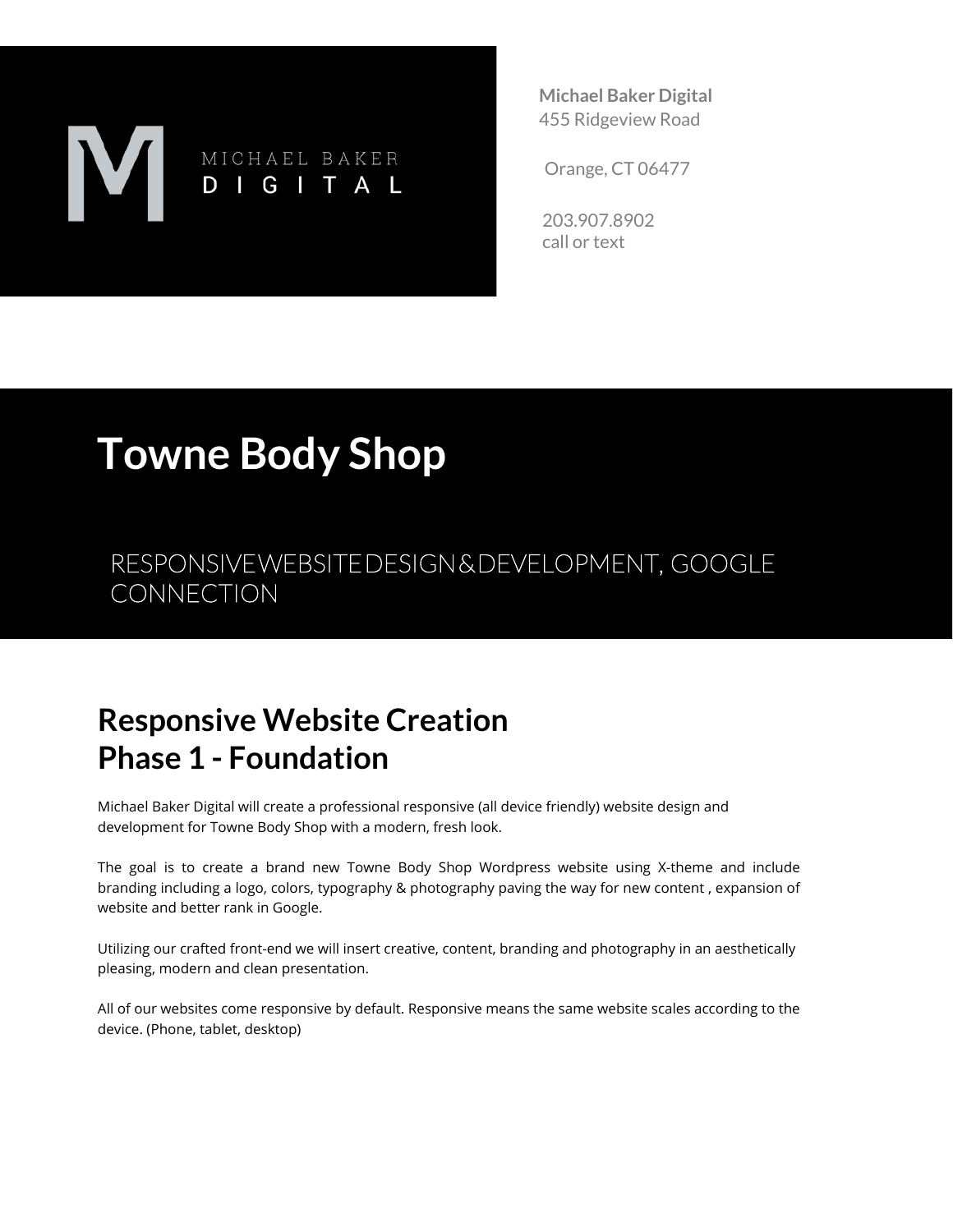MICHAEL BAKER
DIGITAL

**Michael Baker Digital**
455 Ridgeview Road

Orange, CT 06477

203.907.8902
call or text

# Towne Body Shop

RESPONSIVEWEBSITEDESIGN&DEVELOPMENT, GOOGLE CONNECTION

## Responsive Website Creation
## Phase 1 - Foundation

Michael Baker Digital will create a professional responsive (all device friendly) website design and development for Towne Body Shop with a modern, fresh look.

The goal is to create a brand new Towne Body Shop Wordpress website using X-theme and include branding including a logo, colors, typography & photography paving the way for new content , expansion of website and better rank in Google.

Utilizing our crafted front-end we will insert creative, content, branding and photography in an aesthetically pleasing, modern and clean presentation.

All of our websites come responsive by default. Responsive means the same website scales according to the device. (Phone, tablet, desktop)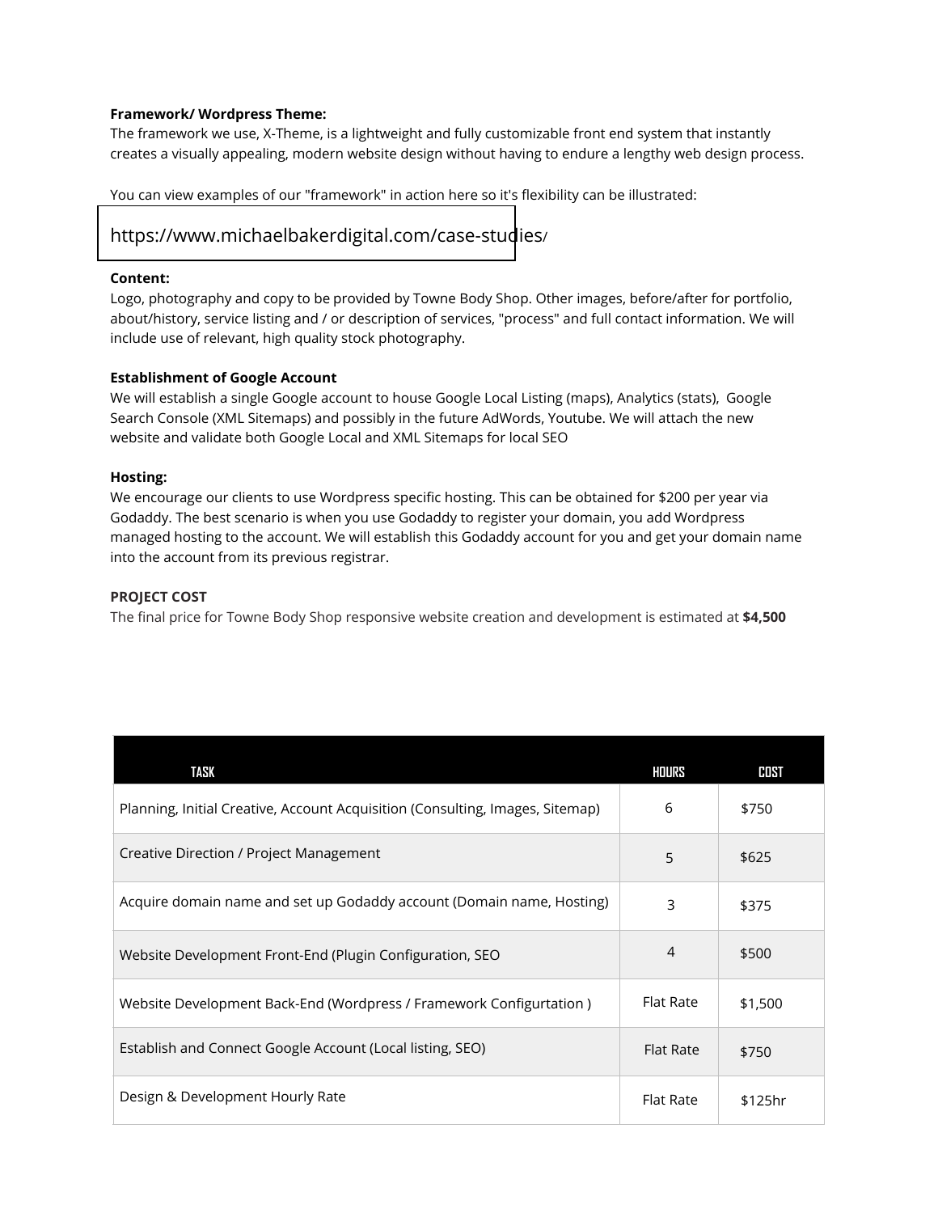**Framework/ Wordpress Theme:**
The framework we use, X-Theme, is a lightweight and fully customizable front end system that instantly creates a visually appealing, modern website design without having to endure a lengthy web design process.

You can view examples of our "framework" in action here so it's flexibility can be illustrated:

https://www.michaelbakerdigital.com/case-studies/

**Content:**
Logo, photography and copy to be provided by Towne Body Shop. Other images, before/after for portfolio, about/history, service listing and / or description of services, "process" and full contact information. We will include use of relevant, high quality stock photography.

**Establishment of Google Account**
We will establish a single Google account to house Google Local Listing (maps), Analytics (stats), Google Search Console (XML Sitemaps) and possibly in the future AdWords, Youtube. We will attach the new website and validate both Google Local and XML Sitemaps for local SEO

**Hosting:**
We encourage our clients to use Wordpress specific hosting. This can be obtained for $200 per year via Godaddy. The best scenario is when you use Godaddy to register your domain, you add Wordpress managed hosting to the account. We will establish this Godaddy account for you and get your domain name into the account from its previous registrar.

**PROJECT COST**
The final price for Towne Body Shop responsive website creation and development is estimated at **$4,500**

| TASK | HOURS | COST |
|---|---|---|
| Planning, Initial Creative, Account Acquisition (Consulting, Images, Sitemap) | 6 | $750 |
| Creative Direction / Project Management | 5 | $625 |
| Acquire domain name and set up Godaddy account (Domain name, Hosting) | 3 | $375 |
| Website Development Front-End (Plugin Configuration, SEO | 4 | $500 |
| Website Development Back-End (Wordpress / Framework Configurtation ) | Flat Rate | $1,500 |
| Establish and Connect Google Account (Local listing, SEO) | Flat Rate | $750 |
| Design & Development Hourly Rate | Flat Rate | $125hr |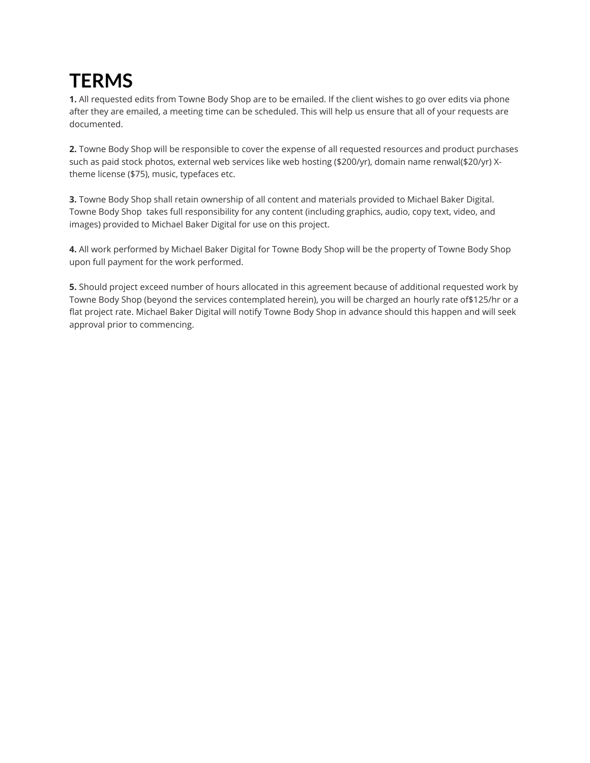# TERMS

**1.** All requested edits from Towne Body Shop are to be emailed. If the client wishes to go over edits via phone after they are emailed, a meeting time can be scheduled. This will help us ensure that all of your requests are documented.

**2.** Towne Body Shop will be responsible to cover the expense of all requested resources and product purchases such as paid stock photos, external web services like web hosting ($200/yr), domain name renwal($20/yr) X-theme license ($75), music, typefaces etc.

**3.** Towne Body Shop shall retain ownership of all content and materials provided to Michael Baker Digital. Towne Body Shop takes full responsibility for any content (including graphics, audio, copy text, video, and images) provided to Michael Baker Digital for use on this project.

**4.** All work performed by Michael Baker Digital for Towne Body Shop will be the property of Towne Body Shop upon full payment for the work performed.

**5.** Should project exceed number of hours allocated in this agreement because of additional requested work by Towne Body Shop (beyond the services contemplated herein), you will be charged an hourly rate of$125/hr or a flat project rate. Michael Baker Digital will notify Towne Body Shop in advance should this happen and will seek approval prior to commencing.